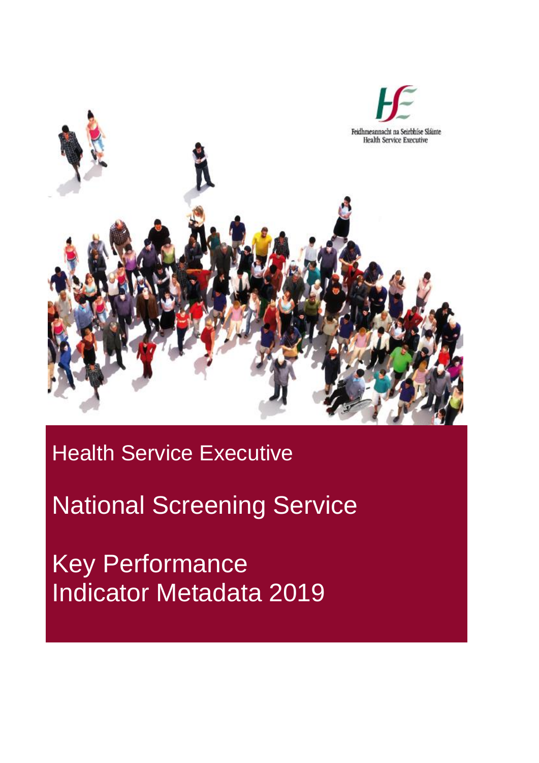Feidhmeannacht na Seirbhíse Sláinte
Health Service Executive

# Health Service Executive

# National Screening Service

# Key Performance Indicator Metadata 2019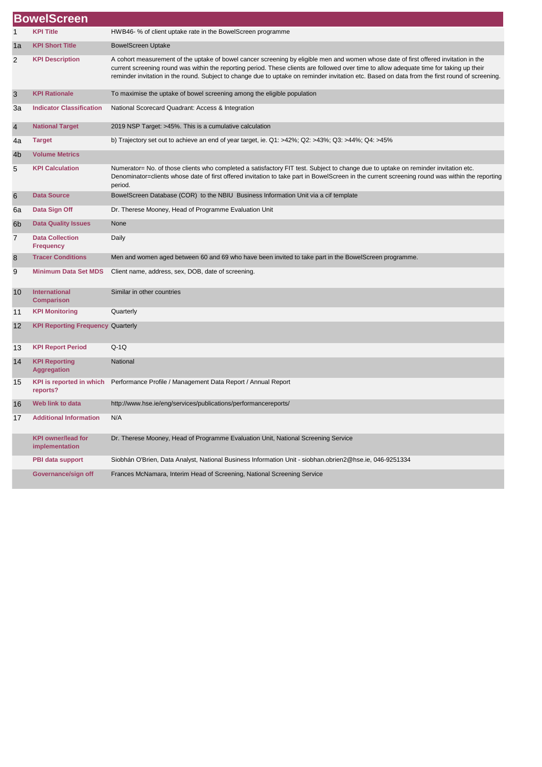# BowelScreen

| | | |
|---|---|---|
| 1 | **KPI Title** | HWB46- % of client uptake rate in the BowelScreen programme |
| 1a | **KPI Short Title** | BowelScreen Uptake |
| 2 | **KPI Description** | A cohort measurement of the uptake of bowel cancer screening by eligible men and women whose date of first offered invitation in the current screening round was within the reporting period. These clients are followed over time to allow adequate time for taking up their reminder invitation in the round. Subject to change due to uptake on reminder invitation etc. Based on data from the first round of screening. |
| 3 | **KPI Rationale** | To maximise the uptake of bowel screening among the eligible population |
| 3a | **Indicator Classification** | National Scorecard Quadrant: Access & Integration |
| 4 | **National Target** | 2019 NSP Target: >45%. This is a cumulative calculation |
| 4a | **Target** | b) Trajectory set out to achieve an end of year target, ie. Q1: >42%; Q2: >43%; Q3: >44%; Q4: >45% |
| 4b | **Volume Metrics** | |
| 5 | **KPI Calculation** | Numerator= No. of those clients who completed a satisfactory FIT test. Subject to change due to uptake on reminder invitation etc. Denominator=clients whose date of first offered invitation to take part in BowelScreen in the current screening round was within the reporting period. |
| 6 | **Data Source** | BowelScreen Database (COR) to the NBIU Business Information Unit via a cif template |
| 6a | **Data Sign Off** | Dr. Therese Mooney, Head of Programme Evaluation Unit |
| 6b | **Data Quality Issues** | None |
| 7 | **Data Collection Frequency** | Daily |
| 8 | **Tracer Conditions** | Men and women aged between 60 and 69 who have been invited to take part in the BowelScreen programme. |
| 9 | **Minimum Data Set MDS** | Client name, address, sex, DOB, date of screening. |
| 10 | **International Comparison** | Similar in other countries |
| 11 | **KPI Monitoring** | Quarterly |
| 12 | **KPI Reporting Frequency** | Quarterly |
| 13 | **KPI Report Period** | Q-1Q |
| 14 | **KPI Reporting Aggregation** | National |
| 15 | **KPI is reported in which reports?** | Performance Profile / Management Data Report / Annual Report |
| 16 | **Web link to data** | http://www.hse.ie/eng/services/publications/performancereports/ |
| 17 | **Additional Information** | N/A |
| | **KPI owner/lead for implementation** | Dr. Therese Mooney, Head of Programme Evaluation Unit, National Screening Service |
| | **PBI data support** | Siobhán O'Brien, Data Analyst, National Business Information Unit - siobhan.obrien2@hse.ie, 046-9251334 |
| | **Governance/sign off** | Frances McNamara, Interim Head of Screening, National Screening Service |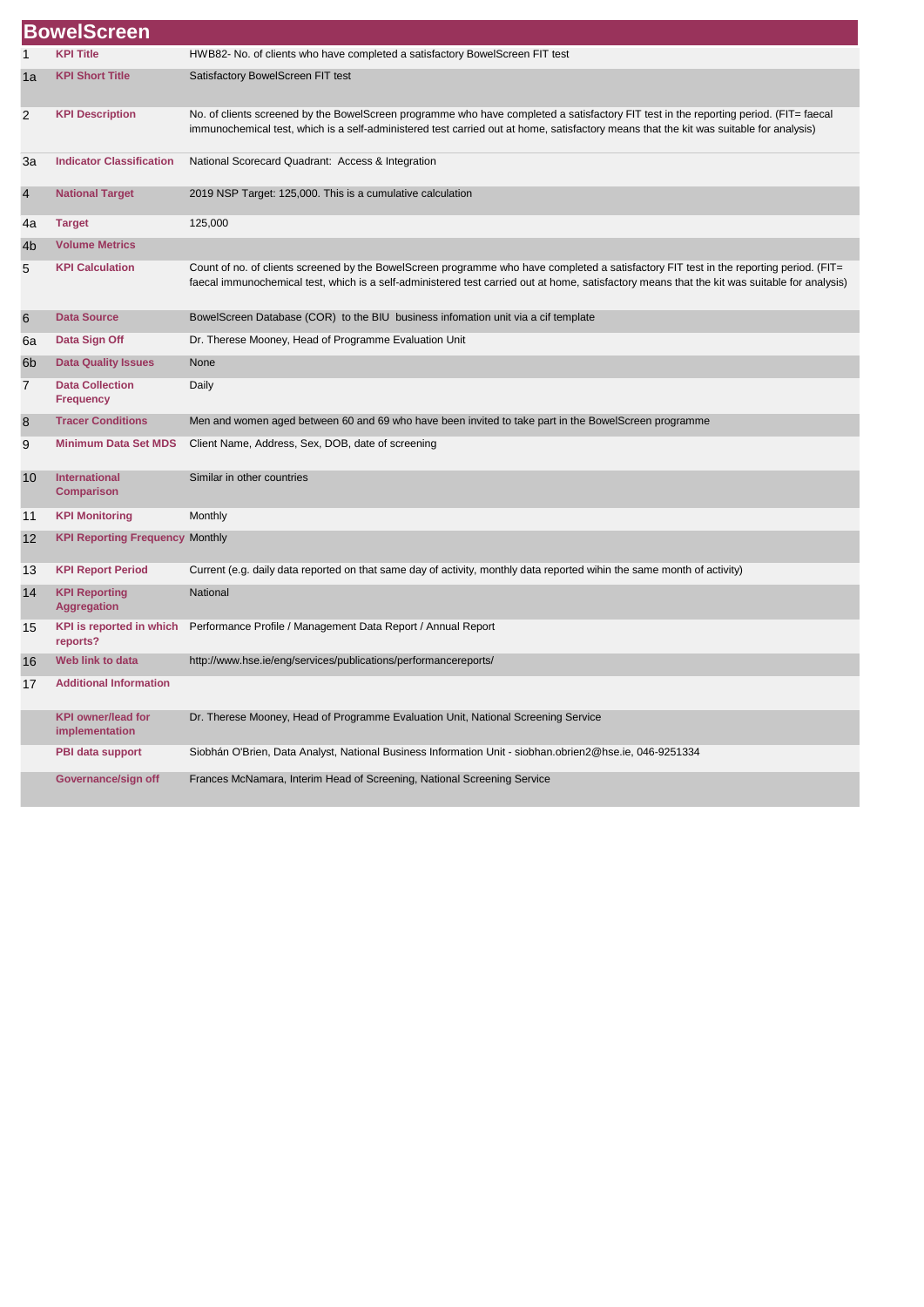# BowelScreen

| | | |
|---|---|---|
| 1 | **KPI Title** | HWB82- No. of clients who have completed a satisfactory BowelScreen FIT test |
| 1a | **KPI Short Title** | Satisfactory BowelScreen FIT test |
| 2 | **KPI Description** | No. of clients screened by the BowelScreen programme who have completed a satisfactory FIT test in the reporting period. (FIT= faecal immunochemical test, which is a self-administered test carried out at home, satisfactory means that the kit was suitable for analysis) |
| 3a | **Indicator Classification** | National Scorecard Quadrant: Access & Integration |
| 4 | **National Target** | 2019 NSP Target: 125,000. This is a cumulative calculation |
| 4a | **Target** | 125,000 |
| 4b | **Volume Metrics** | |
| 5 | **KPI Calculation** | Count of no. of clients screened by the BowelScreen programme who have completed a satisfactory FIT test in the reporting period. (FIT= faecal immunochemical test, which is a self-administered test carried out at home, satisfactory means that the kit was suitable for analysis) |
| 6 | **Data Source** | BowelScreen Database (COR) to the BIU business infomation unit via a cif template |
| 6a | **Data Sign Off** | Dr. Therese Mooney, Head of Programme Evaluation Unit |
| 6b | **Data Quality Issues** | None |
| 7 | **Data Collection Frequency** | Daily |
| 8 | **Tracer Conditions** | Men and women aged between 60 and 69 who have been invited to take part in the BowelScreen programme |
| 9 | **Minimum Data Set MDS** | Client Name, Address, Sex, DOB, date of screening |
| 10 | **International Comparison** | Similar in other countries |
| 11 | **KPI Monitoring** | Monthly |
| 12 | **KPI Reporting Frequency** | Monthly |
| 13 | **KPI Report Period** | Current (e.g. daily data reported on that same day of activity, monthly data reported wihin the same month of activity) |
| 14 | **KPI Reporting Aggregation** | National |
| 15 | **KPI is reported in which reports?** | Performance Profile / Management Data Report / Annual Report |
| 16 | **Web link to data** | http://www.hse.ie/eng/services/publications/performancereports/ |
| 17 | **Additional Information** | |
| | **KPI owner/lead for implementation** | Dr. Therese Mooney, Head of Programme Evaluation Unit, National Screening Service |
| | **PBI data support** | Siobhán O'Brien, Data Analyst, National Business Information Unit - siobhan.obrien2@hse.ie, 046-9251334 |
| | **Governance/sign off** | Frances McNamara, Interim Head of Screening, National Screening Service |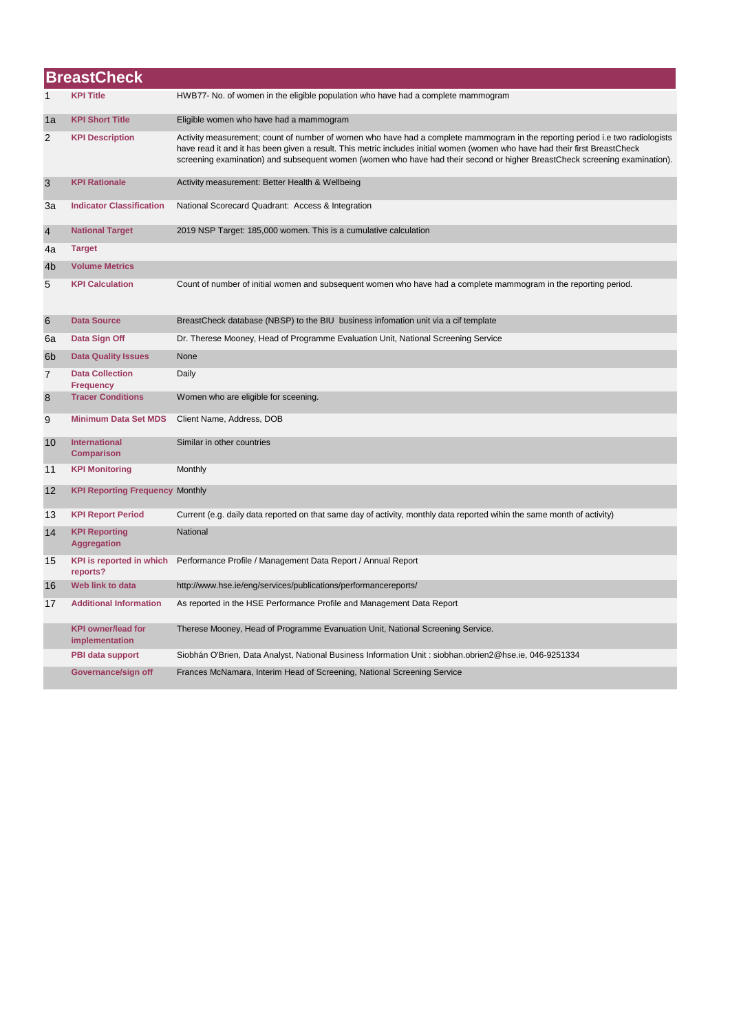# BreastCheck

| | | |
|---|---|---|
| 1 | **KPI Title** | HWB77- No. of women in the eligible population who have had a complete mammogram |
| 1a | **KPI Short Title** | Eligible women who have had a mammogram |
| 2 | **KPI Description** | Activity measurement; count of number of women who have had a complete mammogram in the reporting period i.e two radiologists have read it and it has been given a result. This metric includes initial women (women who have had their first BreastCheck screening examination) and subsequent women (women who have had their second or higher BreastCheck screening examination). |
| 3 | **KPI Rationale** | Activity measurement: Better Health & Wellbeing |
| 3a | **Indicator Classification** | National Scorecard Quadrant: Access & Integration |
| 4 | **National Target** | 2019 NSP Target: 185,000 women. This is a cumulative calculation |
| 4a | **Target** | |
| 4b | **Volume Metrics** | |
| 5 | **KPI Calculation** | Count of number of initial women and subsequent women who have had a complete mammogram in the reporting period. |
| 6 | **Data Source** | BreastCheck database (NBSP) to the BIU business infomation unit via a cif template |
| 6a | **Data Sign Off** | Dr. Therese Mooney, Head of Programme Evaluation Unit, National Screening Service |
| 6b | **Data Quality Issues** | None |
| 7 | **Data Collection Frequency** | Daily |
| 8 | **Tracer Conditions** | Women who are eligible for sceening. |
| 9 | **Minimum Data Set MDS** | Client Name, Address, DOB |
| 10 | **International Comparison** | Similar in other countries |
| 11 | **KPI Monitoring** | Monthly |
| 12 | **KPI Reporting Frequency** | Monthly |
| 13 | **KPI Report Period** | Current (e.g. daily data reported on that same day of activity, monthly data reported wihin the same month of activity) |
| 14 | **KPI Reporting Aggregation** | National |
| 15 | **KPI is reported in which reports?** | Performance Profile / Management Data Report / Annual Report |
| 16 | **Web link to data** | http://www.hse.ie/eng/services/publications/performancereports/ |
| 17 | **Additional Information** | As reported in the HSE Performance Profile and Management Data Report |
| | **KPI owner/lead for implementation** | Therese Mooney, Head of Programme Evanuation Unit, National Screening Service. |
| | **PBI data support** | Siobhán O'Brien, Data Analyst, National Business Information Unit : siobhan.obrien2@hse.ie, 046-9251334 |
| | **Governance/sign off** | Frances McNamara, Interim Head of Screening, National Screening Service |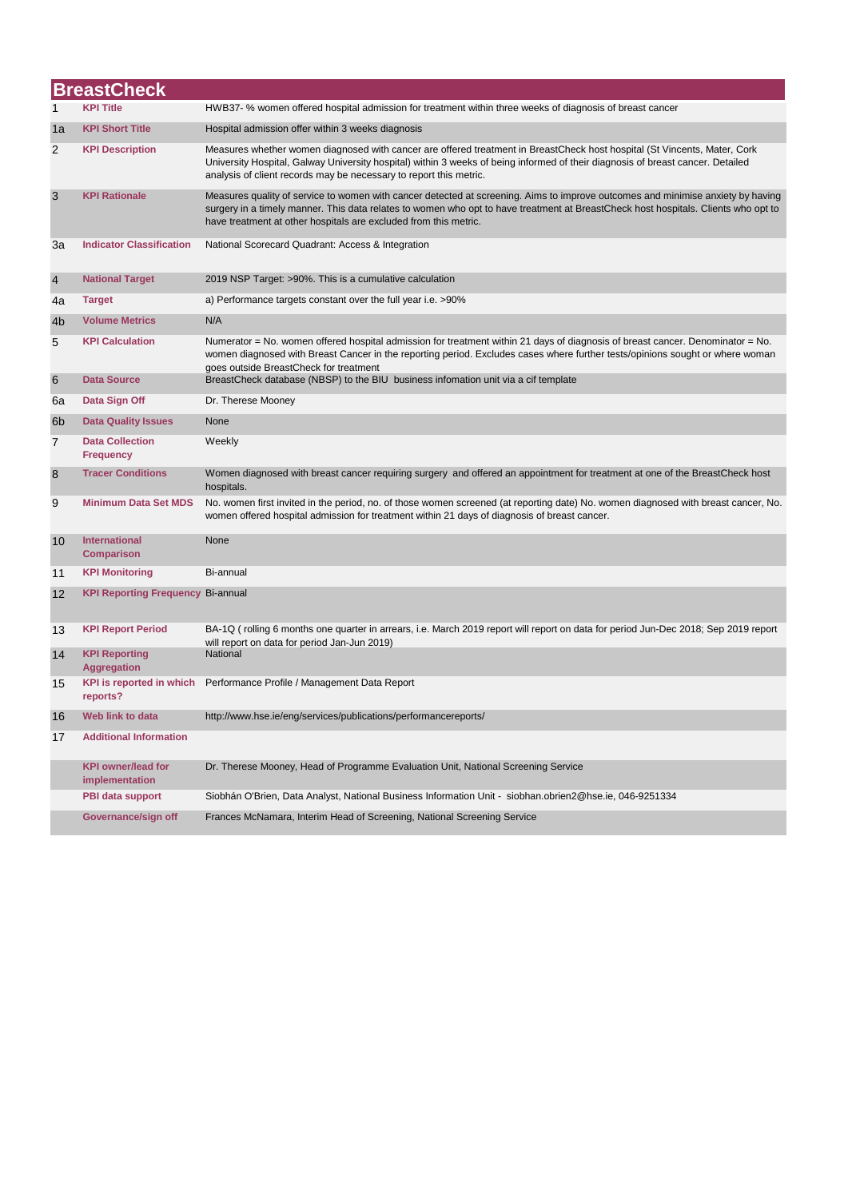## BreastCheck

| | | |
|---|---|---|
| 1 | **KPI Title** | HWB37- % women offered hospital admission for treatment within three weeks of diagnosis of breast cancer |
| 1a | **KPI Short Title** | Hospital admission offer within 3 weeks diagnosis |
| 2 | **KPI Description** | Measures whether women diagnosed with cancer are offered treatment in BreastCheck host hospital (St Vincents, Mater, Cork University Hospital, Galway University hospital) within 3 weeks of being informed of their diagnosis of breast cancer. Detailed analysis of client records may be necessary to report this metric. |
| 3 | **KPI Rationale** | Measures quality of service to women with cancer detected at screening. Aims to improve outcomes and minimise anxiety by having surgery in a timely manner. This data relates to women who opt to have treatment at BreastCheck host hospitals. Clients who opt to have treatment at other hospitals are excluded from this metric. |
| 3a | **Indicator Classification** | National Scorecard Quadrant: Access & Integration |
| 4 | **National Target** | 2019 NSP Target: >90%. This is a cumulative calculation |
| 4a | **Target** | a) Performance targets constant over the full year i.e. >90% |
| 4b | **Volume Metrics** | N/A |
| 5 | **KPI Calculation** | Numerator = No. women offered hospital admission for treatment within 21 days of diagnosis of breast cancer. Denominator = No. women diagnosed with Breast Cancer in the reporting period. Excludes cases where further tests/opinions sought or where woman goes outside BreastCheck for treatment |
| 6 | **Data Source** | BreastCheck database (NBSP) to the BIU business infomation unit via a cif template |
| 6a | **Data Sign Off** | Dr. Therese Mooney |
| 6b | **Data Quality Issues** | None |
| 7 | **Data Collection Frequency** | Weekly |
| 8 | **Tracer Conditions** | Women diagnosed with breast cancer requiring surgery and offered an appointment for treatment at one of the BreastCheck host hospitals. |
| 9 | **Minimum Data Set MDS** | No. women first invited in the period, no. of those women screened (at reporting date) No. women diagnosed with breast cancer, No. women offered hospital admission for treatment within 21 days of diagnosis of breast cancer. |
| 10 | **International Comparison** | None |
| 11 | **KPI Monitoring** | Bi-annual |
| 12 | **KPI Reporting Frequency** | Bi-annual |
| 13 | **KPI Report Period** | BA-1Q ( rolling 6 months one quarter in arrears, i.e. March 2019 report will report on data for period Jun-Dec 2018; Sep 2019 report will report on data for period Jan-Jun 2019) |
| 14 | **KPI Reporting Aggregation** | National |
| 15 | **KPI is reported in which reports?** | Performance Profile / Management Data Report |
| 16 | **Web link to data** | http://www.hse.ie/eng/services/publications/performancereports/ |
| 17 | **Additional Information** | |
| | **KPI owner/lead for implementation** | Dr. Therese Mooney, Head of Programme Evaluation Unit, National Screening Service |
| | **PBI data support** | Siobhán O'Brien, Data Analyst, National Business Information Unit - siobhan.obrien2@hse.ie, 046-9251334 |
| | **Governance/sign off** | Frances McNamara, Interim Head of Screening, National Screening Service |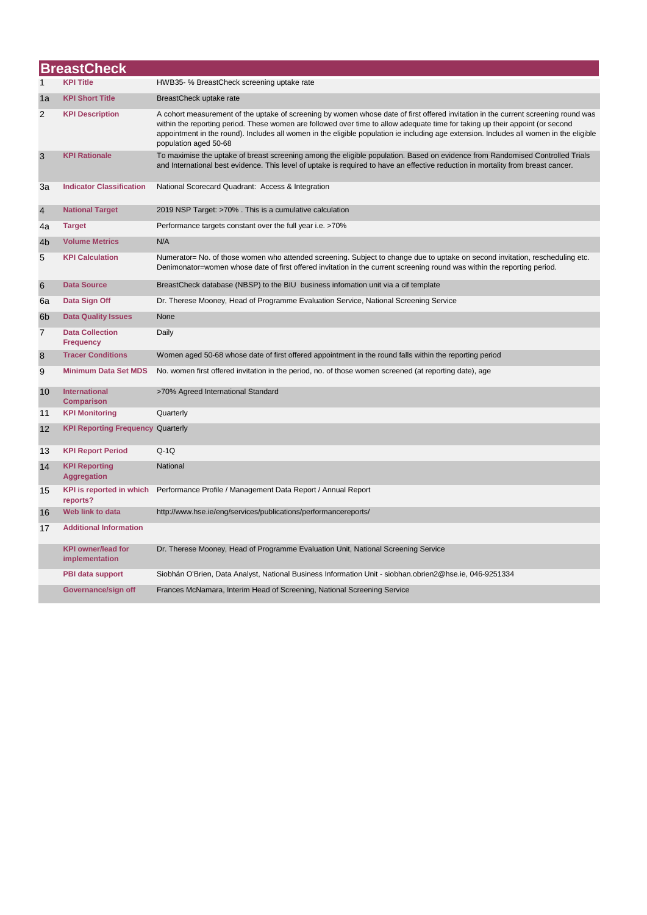# BreastCheck

| | | |
|---|---|---|
| 1 | **KPI Title** | HWB35- % BreastCheck screening uptake rate |
| 1a | **KPI Short Title** | BreastCheck uptake rate |
| 2 | **KPI Description** | A cohort measurement of the uptake of screening by women whose date of first offered invitation in the current screening round was within the reporting period. These women are followed over time to allow adequate time for taking up their appoint (or second appointment in the round). Includes all women in the eligible population ie including age extension. Includes all women in the eligible population aged 50-68 |
| 3 | **KPI Rationale** | To maximise the uptake of breast screening among the eligible population. Based on evidence from Randomised Controlled Trials and International best evidence. This level of uptake is required to have an effective reduction in mortality from breast cancer. |
| 3a | **Indicator Classification** | National Scorecard Quadrant: Access & Integration |
| 4 | **National Target** | 2019 NSP Target: >70% . This is a cumulative calculation |
| 4a | **Target** | Performance targets constant over the full year i.e. >70% |
| 4b | **Volume Metrics** | N/A |
| 5 | **KPI Calculation** | Numerator= No. of those women who attended screening. Subject to change due to uptake on second invitation, rescheduling etc. Denimonator=women whose date of first offered invitation in the current screening round was within the reporting period. |
| 6 | **Data Source** | BreastCheck database (NBSP) to the BIU business infomation unit via a cif template |
| 6a | **Data Sign Off** | Dr. Therese Mooney, Head of Programme Evaluation Service, National Screening Service |
| 6b | **Data Quality Issues** | None |
| 7 | **Data Collection Frequency** | Daily |
| 8 | **Tracer Conditions** | Women aged 50-68 whose date of first offered appointment in the round falls within the reporting period |
| 9 | **Minimum Data Set MDS** | No. women first offered invitation in the period, no. of those women screened (at reporting date), age |
| 10 | **International Comparison** | >70% Agreed International Standard |
| 11 | **KPI Monitoring** | Quarterly |
| 12 | **KPI Reporting Frequency** | Quarterly |
| 13 | **KPI Report Period** | Q-1Q |
| 14 | **KPI Reporting Aggregation** | National |
| 15 | **KPI is reported in which reports?** | Performance Profile / Management Data Report / Annual Report |
| 16 | **Web link to data** | http://www.hse.ie/eng/services/publications/performancereports/ |
| 17 | **Additional Information** | |
| | **KPI owner/lead for implementation** | Dr. Therese Mooney, Head of Programme Evaluation Unit, National Screening Service |
| | **PBI data support** | Siobhán O'Brien, Data Analyst, National Business Information Unit - siobhan.obrien2@hse.ie, 046-9251334 |
| | **Governance/sign off** | Frances McNamara, Interim Head of Screening, National Screening Service |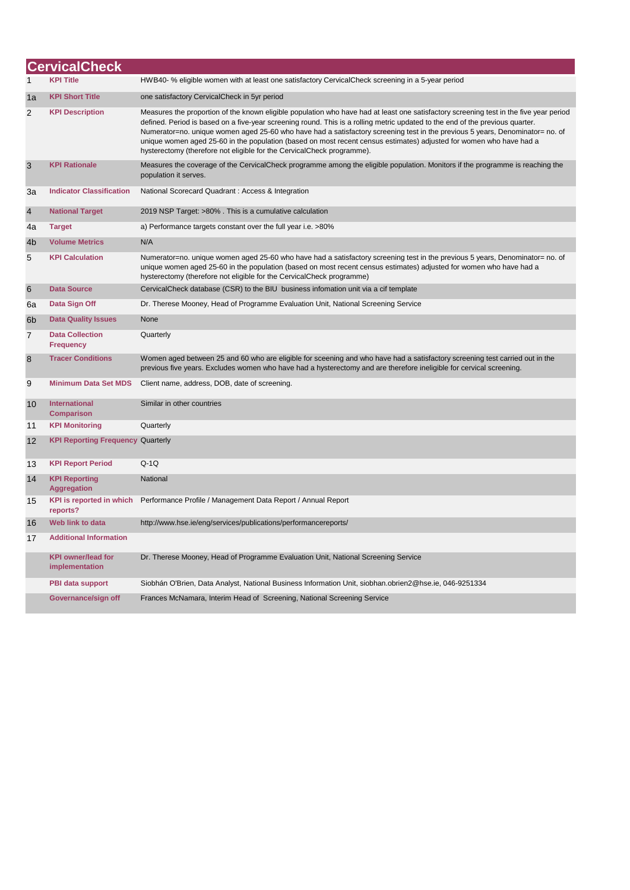# CervicalCheck

| | | |
|---|---|---|
| 1 | **KPI Title** | HWB40- % eligible women with at least one satisfactory CervicalCheck screening in a 5-year period |
| 1a | **KPI Short Title** | one satisfactory CervicalCheck in 5yr period |
| 2 | **KPI Description** | Measures the proportion of the known eligible population who have had at least one satisfactory screening test in the five year period defined. Period is based on a five-year screening round. This is a rolling metric updated to the end of the previous quarter. Numerator=no. unique women aged 25-60 who have had a satisfactory screening test in the previous 5 years, Denominator= no. of unique women aged 25-60 in the population (based on most recent census estimates) adjusted for women who have had a hysterectomy (therefore not eligible for the CervicalCheck programme). |
| 3 | **KPI Rationale** | Measures the coverage of the CervicalCheck programme among the eligible population. Monitors if the programme is reaching the population it serves. |
| 3a | **Indicator Classification** | National Scorecard Quadrant : Access & Integration |
| 4 | **National Target** | 2019 NSP Target: >80% . This is a cumulative calculation |
| 4a | **Target** | a) Performance targets constant over the full year i.e. >80% |
| 4b | **Volume Metrics** | N/A |
| 5 | **KPI Calculation** | Numerator=no. unique women aged 25-60 who have had a satisfactory screening test in the previous 5 years, Denominator= no. of unique women aged 25-60 in the population (based on most recent census estimates) adjusted for women who have had a hysterectomy (therefore not eligible for the CervicalCheck programme) |
| 6 | **Data Source** | CervicalCheck database (CSR) to the BIU business infomation unit via a cif template |
| 6a | **Data Sign Off** | Dr. Therese Mooney, Head of Programme Evaluation Unit, National Screening Service |
| 6b | **Data Quality Issues** | None |
| 7 | **Data Collection Frequency** | Quarterly |
| 8 | **Tracer Conditions** | Women aged between 25 and 60 who are eligible for sceening and who have had a satisfactory screening test carried out in the previous five years. Excludes women who have had a hysterectomy and are therefore ineligible for cervical screening. |
| 9 | **Minimum Data Set MDS** | Client name, address, DOB, date of screening. |
| 10 | **International Comparison** | Similar in other countries |
| 11 | **KPI Monitoring** | Quarterly |
| 12 | **KPI Reporting Frequency** | Quarterly |
| 13 | **KPI Report Period** | Q-1Q |
| 14 | **KPI Reporting Aggregation** | National |
| 15 | **KPI is reported in which reports?** | Performance Profile / Management Data Report / Annual Report |
| 16 | **Web link to data** | http://www.hse.ie/eng/services/publications/performancereports/ |
| 17 | **Additional Information** | |
| | **KPI owner/lead for implementation** | Dr. Therese Mooney, Head of Programme Evaluation Unit, National Screening Service |
| | **PBI data support** | Siobhán O'Brien, Data Analyst, National Business Information Unit, siobhan.obrien2@hse.ie, 046-9251334 |
| | **Governance/sign off** | Frances McNamara, Interim Head of Screening, National Screening Service |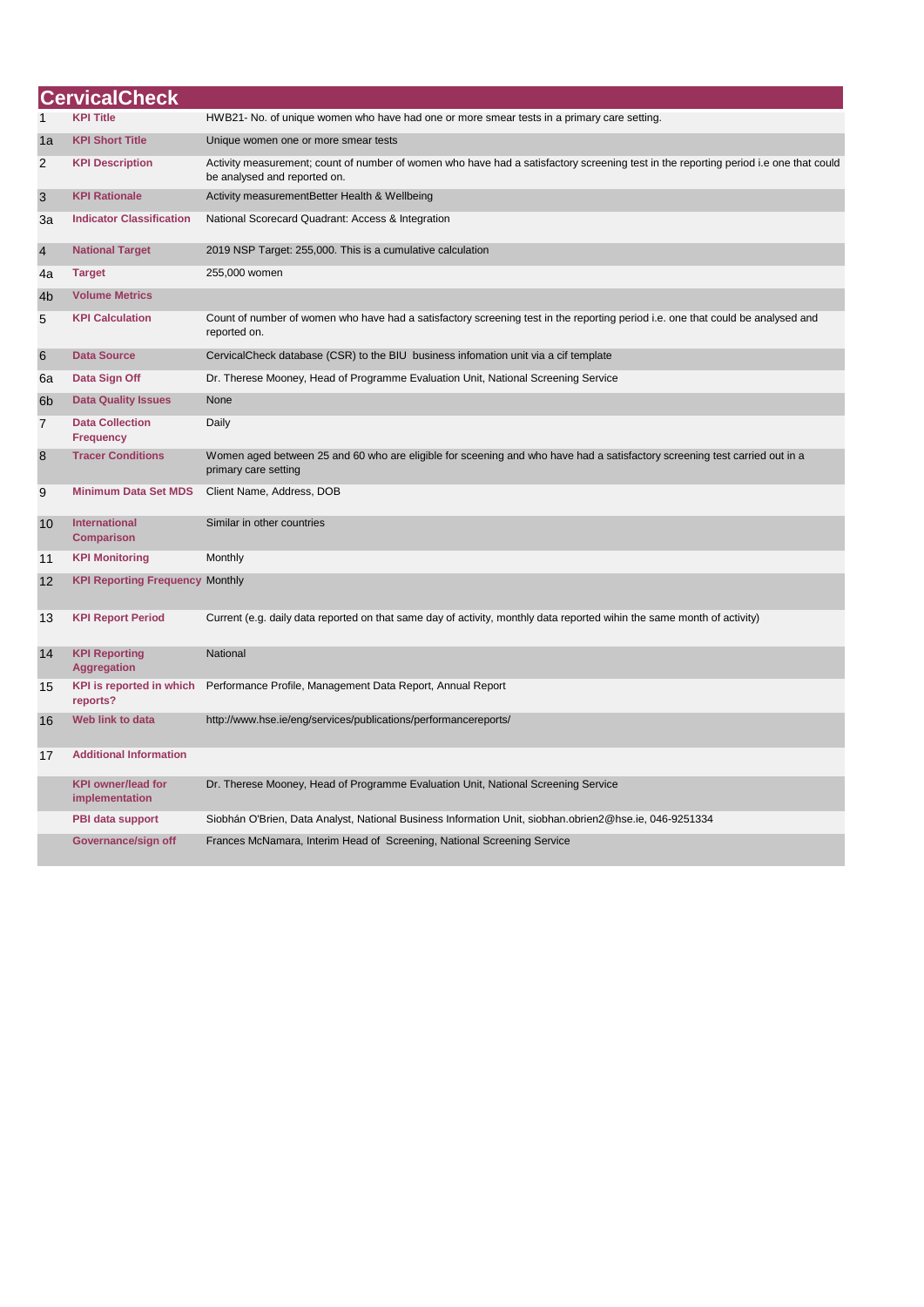## CervicalCheck

| | | |
|---|---|---|
| 1 | **KPI Title** | HWB21- No. of unique women who have had one or more smear tests in a primary care setting. |
| 1a | **KPI Short Title** | Unique women one or more smear tests |
| 2 | **KPI Description** | Activity measurement; count of number of women who have had a satisfactory screening test in the reporting period i.e one that could be analysed and reported on. |
| 3 | **KPI Rationale** | Activity measurementBetter Health & Wellbeing |
| 3a | **Indicator Classification** | National Scorecard Quadrant: Access & Integration |
| 4 | **National Target** | 2019 NSP Target: 255,000. This is a cumulative calculation |
| 4a | **Target** | 255,000 women |
| 4b | **Volume Metrics** | |
| 5 | **KPI Calculation** | Count of number of women who have had a satisfactory screening test in the reporting period i.e. one that could be analysed and reported on. |
| 6 | **Data Source** | CervicalCheck database (CSR) to the BIU business infomation unit via a cif template |
| 6a | **Data Sign Off** | Dr. Therese Mooney, Head of Programme Evaluation Unit, National Screening Service |
| 6b | **Data Quality Issues** | None |
| 7 | **Data Collection Frequency** | Daily |
| 8 | **Tracer Conditions** | Women aged between 25 and 60 who are eligible for sceening and who have had a satisfactory screening test carried out in a primary care setting |
| 9 | **Minimum Data Set MDS** | Client Name, Address, DOB |
| 10 | **International Comparison** | Similar in other countries |
| 11 | **KPI Monitoring** | Monthly |
| 12 | **KPI Reporting Frequency** | Monthly |
| 13 | **KPI Report Period** | Current (e.g. daily data reported on that same day of activity, monthly data reported wihin the same month of activity) |
| 14 | **KPI Reporting Aggregation** | National |
| 15 | **KPI is reported in which reports?** | Performance Profile, Management Data Report, Annual Report |
| 16 | **Web link to data** | http://www.hse.ie/eng/services/publications/performancereports/ |
| 17 | **Additional Information** | |
| | **KPI owner/lead for implementation** | Dr. Therese Mooney, Head of Programme Evaluation Unit, National Screening Service |
| | **PBI data support** | Siobhán O'Brien, Data Analyst, National Business Information Unit, siobhan.obrien2@hse.ie, 046-9251334 |
| | **Governance/sign off** | Frances McNamara, Interim Head of Screening, National Screening Service |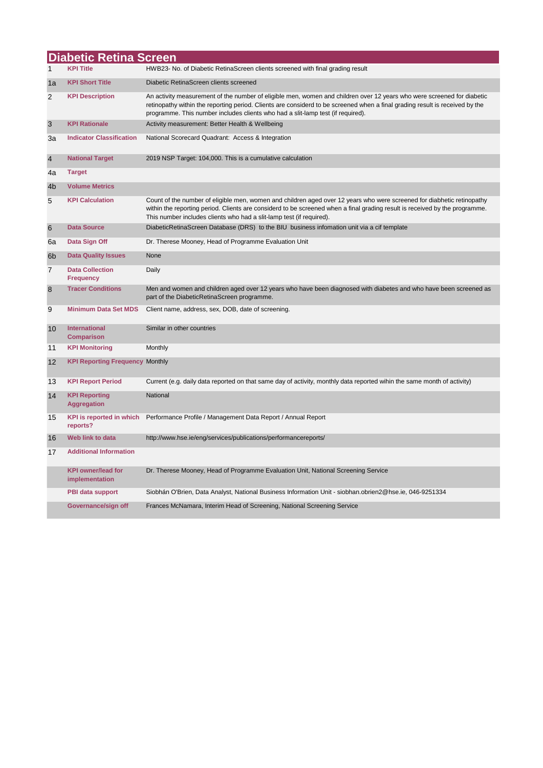# Diabetic Retina Screen

| | | |
|---|---|---|
| 1 | **KPI Title** | HWB23- No. of Diabetic RetinaScreen clients screened with final grading result |
| 1a | **KPI Short Title** | Diabetic RetinaScreen clients screened |
| 2 | **KPI Description** | An activity measurement of the number of eligible men, women and children over 12 years who were screened for diabetic retinopathy within the reporting period. Clients are considerd to be screened when a final grading result is received by the programme. This number includes clients who had a slit-lamp test (if required). |
| 3 | **KPI Rationale** | Activity measurement: Better Health & Wellbeing |
| 3a | **Indicator Classification** | National Scorecard Quadrant: Access & Integration |
| 4 | **National Target** | 2019 NSP Target: 104,000. This is a cumulative calculation |
| 4a | **Target** | |
| 4b | **Volume Metrics** | |
| 5 | **KPI Calculation** | Count of the number of eligible men, women and children aged over 12 years who were screened for diabetic retinopathy within the reporting period. Clients are considerd to be screened when a final grading result is received by the programme. This number includes clients who had a slit-lamp test (if required). |
| 6 | **Data Source** | DiabeticRetinaScreen Database (DRS) to the BIU business infomation unit via a cif template |
| 6a | **Data Sign Off** | Dr. Therese Mooney, Head of Programme Evaluation Unit |
| 6b | **Data Quality Issues** | None |
| 7 | **Data Collection Frequency** | Daily |
| 8 | **Tracer Conditions** | Men and women and children aged over 12 years who have been diagnosed with diabetes and who have been screened as part of the DiabeticRetinaScreen programme. |
| 9 | **Minimum Data Set MDS** | Client name, address, sex, DOB, date of screening. |
| 10 | **International Comparison** | Similar in other countries |
| 11 | **KPI Monitoring** | Monthly |
| 12 | **KPI Reporting Frequency** | Monthly |
| 13 | **KPI Report Period** | Current (e.g. daily data reported on that same day of activity, monthly data reported wihin the same month of activity) |
| 14 | **KPI Reporting Aggregation** | National |
| 15 | **KPI is reported in which reports?** | Performance Profile / Management Data Report / Annual Report |
| 16 | **Web link to data** | http://www.hse.ie/eng/services/publications/performancereports/ |
| 17 | **Additional Information** | |
| | **KPI owner/lead for implementation** | Dr. Therese Mooney, Head of Programme Evaluation Unit, National Screening Service |
| | **PBI data support** | Siobhán O'Brien, Data Analyst, National Business Information Unit - siobhan.obrien2@hse.ie, 046-9251334 |
| | **Governance/sign off** | Frances McNamara, Interim Head of Screening, National Screening Service |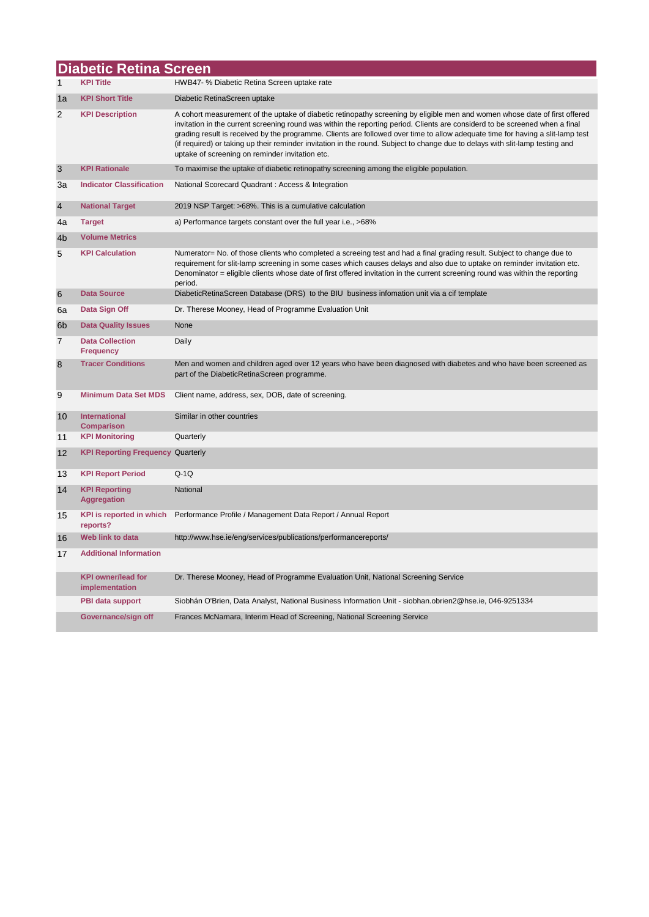## Diabetic Retina Screen

| | | |
|---|---|---|
| 1 | **KPI Title** | HWB47- % Diabetic Retina Screen uptake rate |
| 1a | **KPI Short Title** | Diabetic RetinaScreen uptake |
| 2 | **KPI Description** | A cohort measurement of the uptake of diabetic retinopathy screening by eligible men and women whose date of first offered invitation in the current screening round was within the reporting period. Clients are considerd to be screened when a final grading result is received by the programme. Clients are followed over time to allow adequate time for having a slit-lamp test (if required) or taking up their reminder invitation in the round. Subject to change due to delays with slit-lamp testing and uptake of screening on reminder invitation etc. |
| 3 | **KPI Rationale** | To maximise the uptake of diabetic retinopathy screening among the eligible population. |
| 3a | **Indicator Classification** | National Scorecard Quadrant : Access & Integration |
| 4 | **National Target** | 2019 NSP Target: >68%. This is a cumulative calculation |
| 4a | **Target** | a) Performance targets constant over the full year i.e., >68% |
| 4b | **Volume Metrics** | |
| 5 | **KPI Calculation** | Numerator= No. of those clients who completed a screeing test and had a final grading result. Subject to change due to requirement for slit-lamp screening in some cases which causes delays and also due to uptake on reminder invitation etc. Denominator = eligible clients whose date of first offered invitation in the current screening round was within the reporting period. |
| 6 | **Data Source** | DiabeticRetinaScreen Database (DRS) to the BIU business infomation unit via a cif template |
| 6a | **Data Sign Off** | Dr. Therese Mooney, Head of Programme Evaluation Unit |
| 6b | **Data Quality Issues** | None |
| 7 | **Data Collection Frequency** | Daily |
| 8 | **Tracer Conditions** | Men and women and children aged over 12 years who have been diagnosed with diabetes and who have been screened as part of the DiabeticRetinaScreen programme. |
| 9 | **Minimum Data Set MDS** | Client name, address, sex, DOB, date of screening. |
| 10 | **International Comparison** | Similar in other countries |
| 11 | **KPI Monitoring** | Quarterly |
| 12 | **KPI Reporting Frequency** | Quarterly |
| 13 | **KPI Report Period** | Q-1Q |
| 14 | **KPI Reporting Aggregation** | National |
| 15 | **KPI is reported in which reports?** | Performance Profile / Management Data Report / Annual Report |
| 16 | **Web link to data** | http://www.hse.ie/eng/services/publications/performancereports/ |
| 17 | **Additional Information** | |
| | **KPI owner/lead for implementation** | Dr. Therese Mooney, Head of Programme Evaluation Unit, National Screening Service |
| | **PBI data support** | Siobhán O'Brien, Data Analyst, National Business Information Unit - siobhan.obrien2@hse.ie, 046-9251334 |
| | **Governance/sign off** | Frances McNamara, Interim Head of Screening, National Screening Service |